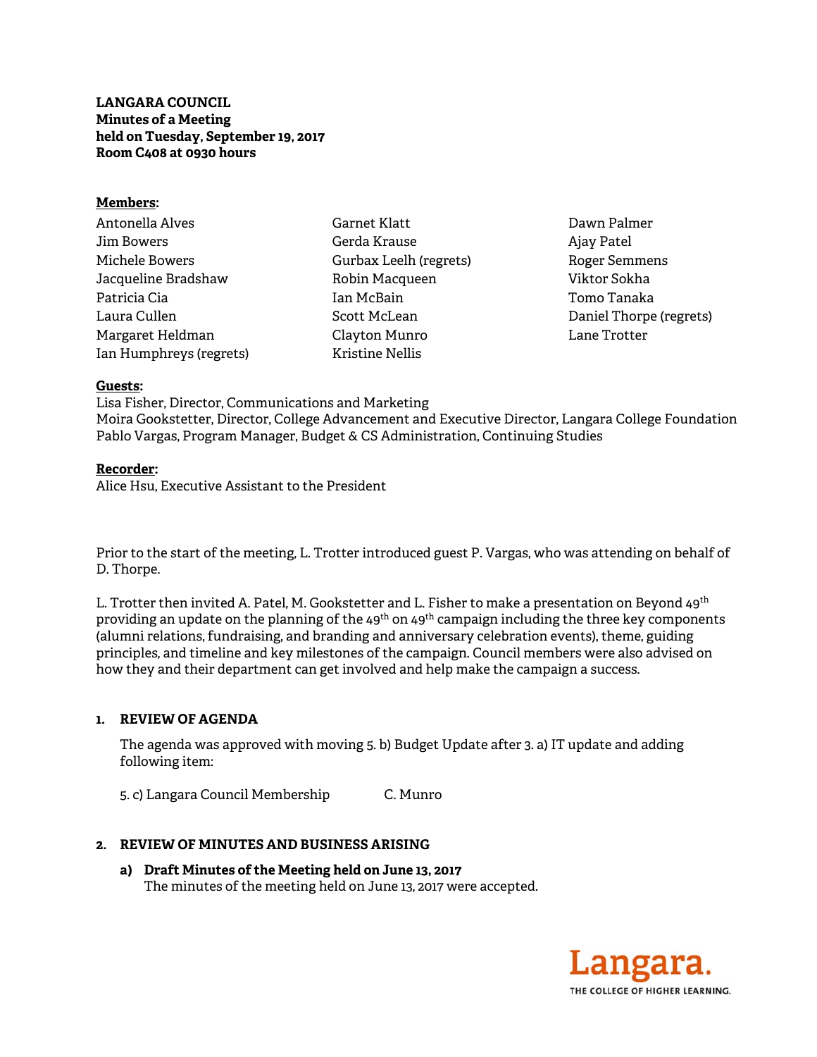**LANGARA COUNCIL**
**Minutes of a Meeting**
**held on Tuesday, September 19, 2017**
**Room C408 at 0930 hours**

**Members:**

Antonella Alves
Jim Bowers
Michele Bowers
Jacqueline Bradshaw
Patricia Cia
Laura Cullen
Margaret Heldman
Ian Humphreys (regrets)
Garnet Klatt
Gerda Krause
Gurbax Leelh (regrets)
Robin Macqueen
Ian McBain
Scott McLean
Clayton Munro
Kristine Nellis
Dawn Palmer
Ajay Patel
Roger Semmens
Viktor Sokha
Tomo Tanaka
Daniel Thorpe (regrets)
Lane Trotter

**Guests:**
Lisa Fisher, Director, Communications and Marketing
Moira Gookstetter, Director, College Advancement and Executive Director, Langara College Foundation
Pablo Vargas, Program Manager, Budget & CS Administration, Continuing Studies

**Recorder:**
Alice Hsu, Executive Assistant to the President

Prior to the start of the meeting, L. Trotter introduced guest P. Vargas, who was attending on behalf of D. Thorpe.

L. Trotter then invited A. Patel, M. Gookstetter and L. Fisher to make a presentation on Beyond 49th providing an update on the planning of the 49th on 49th campaign including the three key components (alumni relations, fundraising, and branding and anniversary celebration events), theme, guiding principles, and timeline and key milestones of the campaign. Council members were also advised on how they and their department can get involved and help make the campaign a success.

## 1. REVIEW OF AGENDA

The agenda was approved with moving 5. b) Budget Update after 3. a) IT update and adding following item:

5. c) Langara Council Membership     C. Munro

## 2. REVIEW OF MINUTES AND BUSINESS ARISING

**a) Draft Minutes of the Meeting held on June 13, 2017**
The minutes of the meeting held on June 13, 2017 were accepted.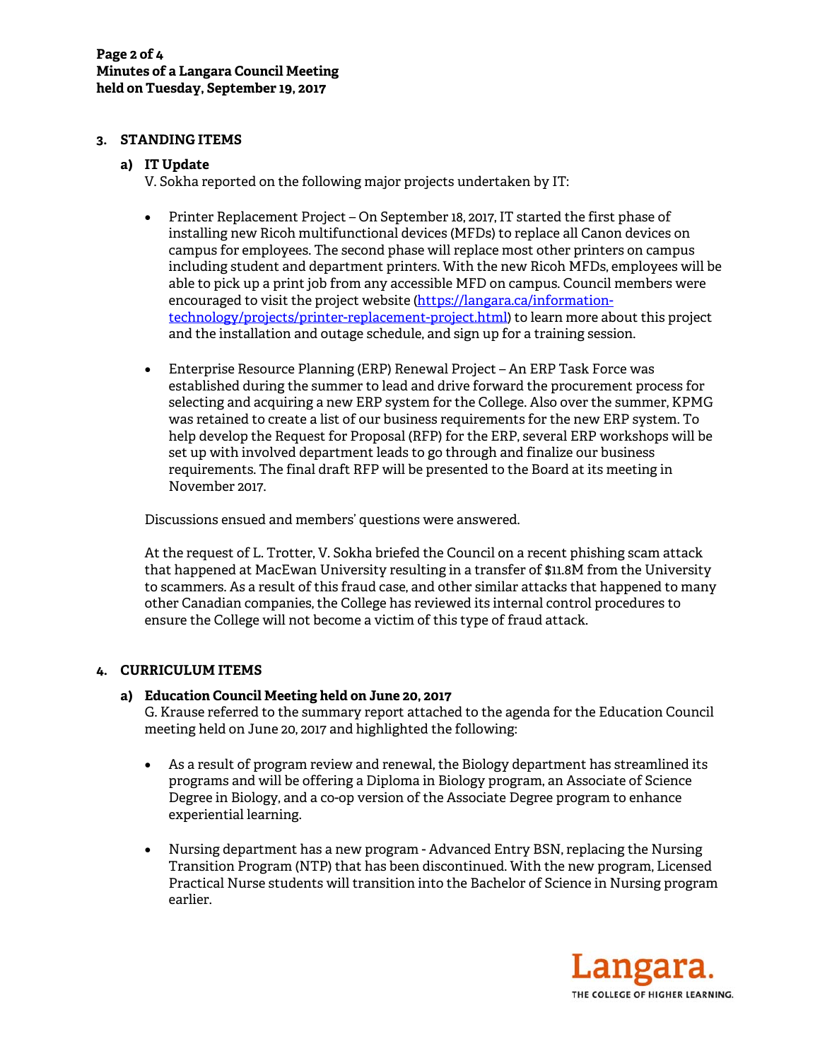## 3. STANDING ITEMS

### a) IT Update

V. Sokha reported on the following major projects undertaken by IT:

- Printer Replacement Project – On September 18, 2017, IT started the first phase of installing new Ricoh multifunctional devices (MFDs) to replace all Canon devices on campus for employees. The second phase will replace most other printers on campus including student and department printers. With the new Ricoh MFDs, employees will be able to pick up a print job from any accessible MFD on campus. Council members were encouraged to visit the project website (https://langara.ca/information-technology/projects/printer-replacement-project.html) to learn more about this project and the installation and outage schedule, and sign up for a training session.

- Enterprise Resource Planning (ERP) Renewal Project – An ERP Task Force was established during the summer to lead and drive forward the procurement process for selecting and acquiring a new ERP system for the College. Also over the summer, KPMG was retained to create a list of our business requirements for the new ERP system. To help develop the Request for Proposal (RFP) for the ERP, several ERP workshops will be set up with involved department leads to go through and finalize our business requirements. The final draft RFP will be presented to the Board at its meeting in November 2017.

Discussions ensued and members' questions were answered.

At the request of L. Trotter, V. Sokha briefed the Council on a recent phishing scam attack that happened at MacEwan University resulting in a transfer of $11.8M from the University to scammers. As a result of this fraud case, and other similar attacks that happened to many other Canadian companies, the College has reviewed its internal control procedures to ensure the College will not become a victim of this type of fraud attack.

## 4. CURRICULUM ITEMS

### a) Education Council Meeting held on June 20, 2017

G. Krause referred to the summary report attached to the agenda for the Education Council meeting held on June 20, 2017 and highlighted the following:

- As a result of program review and renewal, the Biology department has streamlined its programs and will be offering a Diploma in Biology program, an Associate of Science Degree in Biology, and a co-op version of the Associate Degree program to enhance experiential learning.

- Nursing department has a new program - Advanced Entry BSN, replacing the Nursing Transition Program (NTP) that has been discontinued. With the new program, Licensed Practical Nurse students will transition into the Bachelor of Science in Nursing program earlier.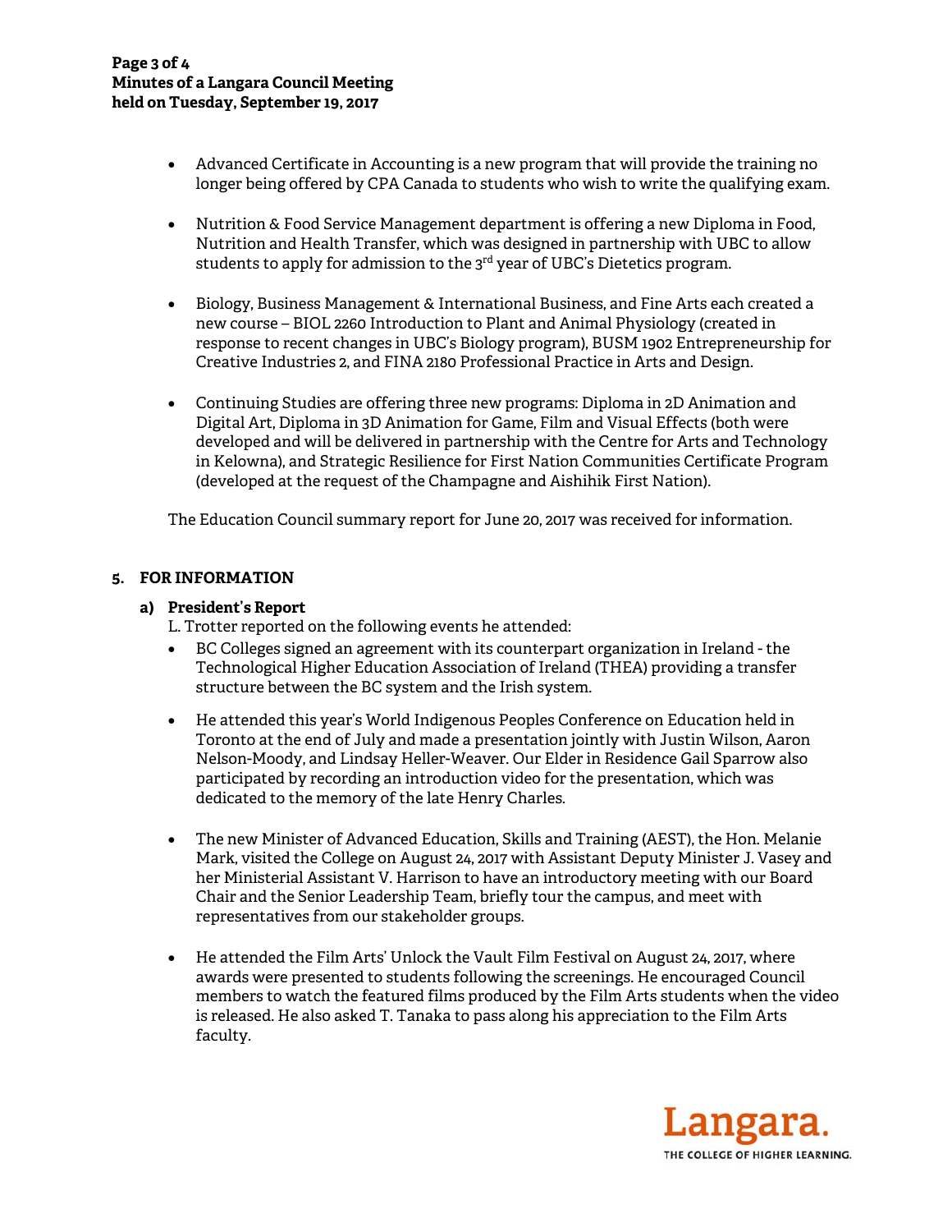- Advanced Certificate in Accounting is a new program that will provide the training no longer being offered by CPA Canada to students who wish to write the qualifying exam.

- Nutrition & Food Service Management department is offering a new Diploma in Food, Nutrition and Health Transfer, which was designed in partnership with UBC to allow students to apply for admission to the 3rd year of UBC's Dietetics program.

- Biology, Business Management & International Business, and Fine Arts each created a new course – BIOL 2260 Introduction to Plant and Animal Physiology (created in response to recent changes in UBC's Biology program), BUSM 1902 Entrepreneurship for Creative Industries 2, and FINA 2180 Professional Practice in Arts and Design.

- Continuing Studies are offering three new programs: Diploma in 2D Animation and Digital Art, Diploma in 3D Animation for Game, Film and Visual Effects (both were developed and will be delivered in partnership with the Centre for Arts and Technology in Kelowna), and Strategic Resilience for First Nation Communities Certificate Program (developed at the request of the Champagne and Aishihik First Nation).

The Education Council summary report for June 20, 2017 was received for information.

## 5. FOR INFORMATION

### a) President's Report

L. Trotter reported on the following events he attended:

- BC Colleges signed an agreement with its counterpart organization in Ireland - the Technological Higher Education Association of Ireland (THEA) providing a transfer structure between the BC system and the Irish system.

- He attended this year's World Indigenous Peoples Conference on Education held in Toronto at the end of July and made a presentation jointly with Justin Wilson, Aaron Nelson-Moody, and Lindsay Heller-Weaver. Our Elder in Residence Gail Sparrow also participated by recording an introduction video for the presentation, which was dedicated to the memory of the late Henry Charles.

- The new Minister of Advanced Education, Skills and Training (AEST), the Hon. Melanie Mark, visited the College on August 24, 2017 with Assistant Deputy Minister J. Vasey and her Ministerial Assistant V. Harrison to have an introductory meeting with our Board Chair and the Senior Leadership Team, briefly tour the campus, and meet with representatives from our stakeholder groups.

- He attended the Film Arts' Unlock the Vault Film Festival on August 24, 2017, where awards were presented to students following the screenings. He encouraged Council members to watch the featured films produced by the Film Arts students when the video is released. He also asked T. Tanaka to pass along his appreciation to the Film Arts faculty.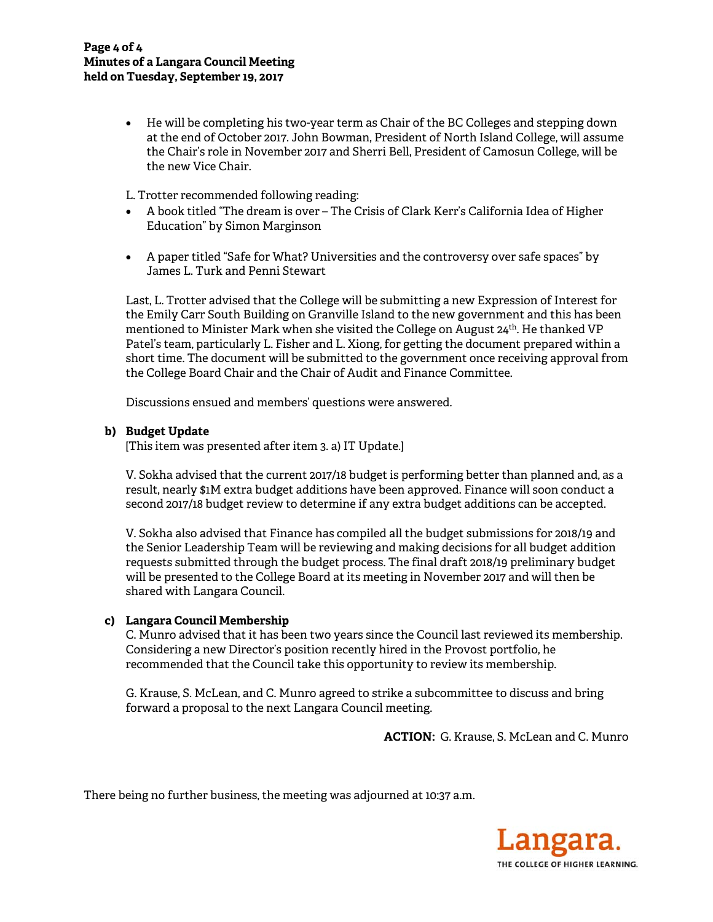- He will be completing his two-year term as Chair of the BC Colleges and stepping down at the end of October 2017. John Bowman, President of North Island College, will assume the Chair's role in November 2017 and Sherri Bell, President of Camosun College, will be the new Vice Chair.

L. Trotter recommended following reading:

- A book titled "The dream is over – The Crisis of Clark Kerr's California Idea of Higher Education" by Simon Marginson
- A paper titled "Safe for What? Universities and the controversy over safe spaces" by James L. Turk and Penni Stewart

Last, L. Trotter advised that the College will be submitting a new Expression of Interest for the Emily Carr South Building on Granville Island to the new government and this has been mentioned to Minister Mark when she visited the College on August 24th. He thanked VP Patel's team, particularly L. Fisher and L. Xiong, for getting the document prepared within a short time. The document will be submitted to the government once receiving approval from the College Board Chair and the Chair of Audit and Finance Committee.

Discussions ensued and members' questions were answered.

**b) Budget Update**

[This item was presented after item 3. a) IT Update.]

V. Sokha advised that the current 2017/18 budget is performing better than planned and, as a result, nearly $1M extra budget additions have been approved. Finance will soon conduct a second 2017/18 budget review to determine if any extra budget additions can be accepted.

V. Sokha also advised that Finance has compiled all the budget submissions for 2018/19 and the Senior Leadership Team will be reviewing and making decisions for all budget addition requests submitted through the budget process. The final draft 2018/19 preliminary budget will be presented to the College Board at its meeting in November 2017 and will then be shared with Langara Council.

**c) Langara Council Membership**

C. Munro advised that it has been two years since the Council last reviewed its membership. Considering a new Director's position recently hired in the Provost portfolio, he recommended that the Council take this opportunity to review its membership.

G. Krause, S. McLean, and C. Munro agreed to strike a subcommittee to discuss and bring forward a proposal to the next Langara Council meeting.

**ACTION:** G. Krause, S. McLean and C. Munro

There being no further business, the meeting was adjourned at 10:37 a.m.

Langara. THE COLLEGE OF HIGHER LEARNING.